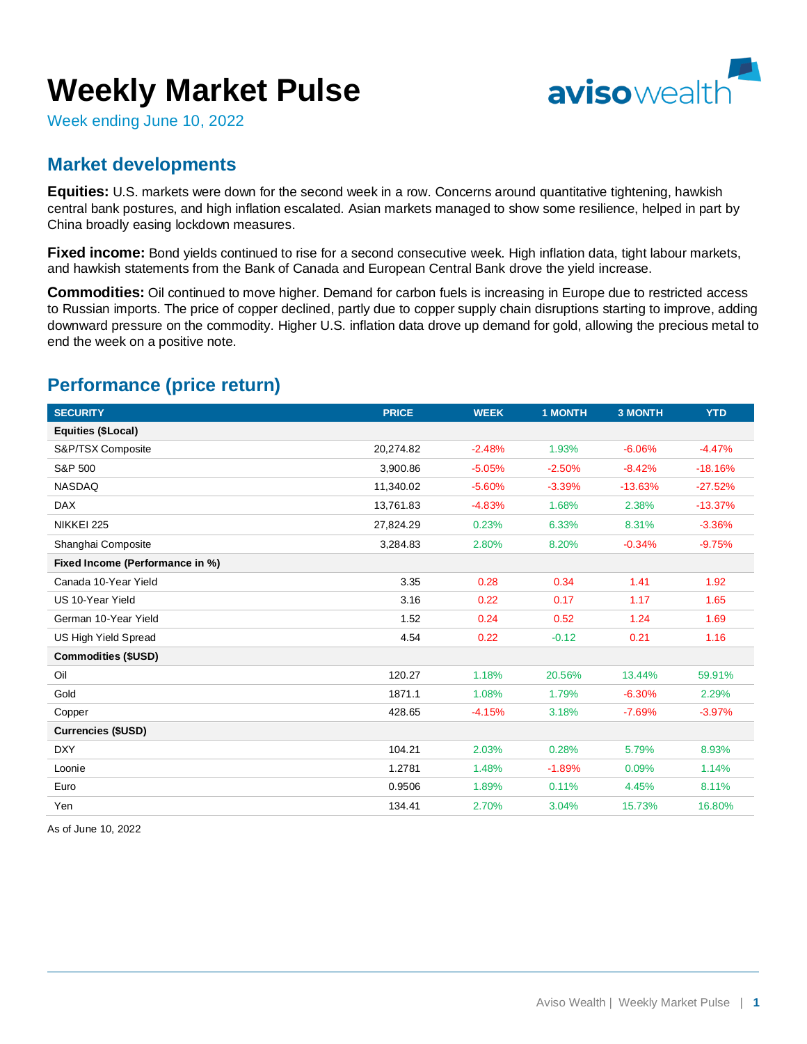# Weekly Market Pulse

Week ending June 10, 2022

## Market developments

**Equities:** U.S. markets were down for the second week in a row. Concerns around quantitative tightening, hawkish central bank postures, and high inflation escalated. Asian markets managed to show some resilience, helped in part by China broadly easing lockdown measures.

**Fixed income:** Bond yields continued to rise for a second consecutive week. High inflation data, tight labour markets, and hawkish statements from the Bank of Canada and European Central Bank drove the yield increase.

**Commodities:** Oil continued to move higher. Demand for carbon fuels is increasing in Europe due to restricted access to Russian imports. The price of copper declined, partly due to copper supply chain disruptions starting to improve, adding downward pressure on the commodity. Higher U.S. inflation data drove up demand for gold, allowing the precious metal to end the week on a positive note.

## Performance (price return)

| SECURITY | PRICE | WEEK | 1 MONTH | 3 MONTH | YTD |
|---|---|---|---|---|---|
| **Equities ($Local)** | | | | | |
| S&P/TSX Composite | 20,274.82 | -2.48% | 1.93% | -6.06% | -4.47% |
| S&P 500 | 3,900.86 | -5.05% | -2.50% | -8.42% | -18.16% |
| NASDAQ | 11,340.02 | -5.60% | -3.39% | -13.63% | -27.52% |
| DAX | 13,761.83 | -4.83% | 1.68% | 2.38% | -13.37% |
| NIKKEI 225 | 27,824.29 | 0.23% | 6.33% | 8.31% | -3.36% |
| Shanghai Composite | 3,284.83 | 2.80% | 8.20% | -0.34% | -9.75% |
| **Fixed Income (Performance in %)** | | | | | |
| Canada 10-Year Yield | 3.35 | 0.28 | 0.34 | 1.41 | 1.92 |
| US 10-Year Yield | 3.16 | 0.22 | 0.17 | 1.17 | 1.65 |
| German 10-Year Yield | 1.52 | 0.24 | 0.52 | 1.24 | 1.69 |
| US High Yield Spread | 4.54 | 0.22 | -0.12 | 0.21 | 1.16 |
| **Commodities ($USD)** | | | | | |
| Oil | 120.27 | 1.18% | 20.56% | 13.44% | 59.91% |
| Gold | 1871.1 | 1.08% | 1.79% | -6.30% | 2.29% |
| Copper | 428.65 | -4.15% | 3.18% | -7.69% | -3.97% |
| **Currencies ($USD)** | | | | | |
| DXY | 104.21 | 2.03% | 0.28% | 5.79% | 8.93% |
| Loonie | 1.2781 | 1.48% | -1.89% | 0.09% | 1.14% |
| Euro | 0.9506 | 1.89% | 0.11% | 4.45% | 8.11% |
| Yen | 134.41 | 2.70% | 3.04% | 15.73% | 16.80% |

As of June 10, 2022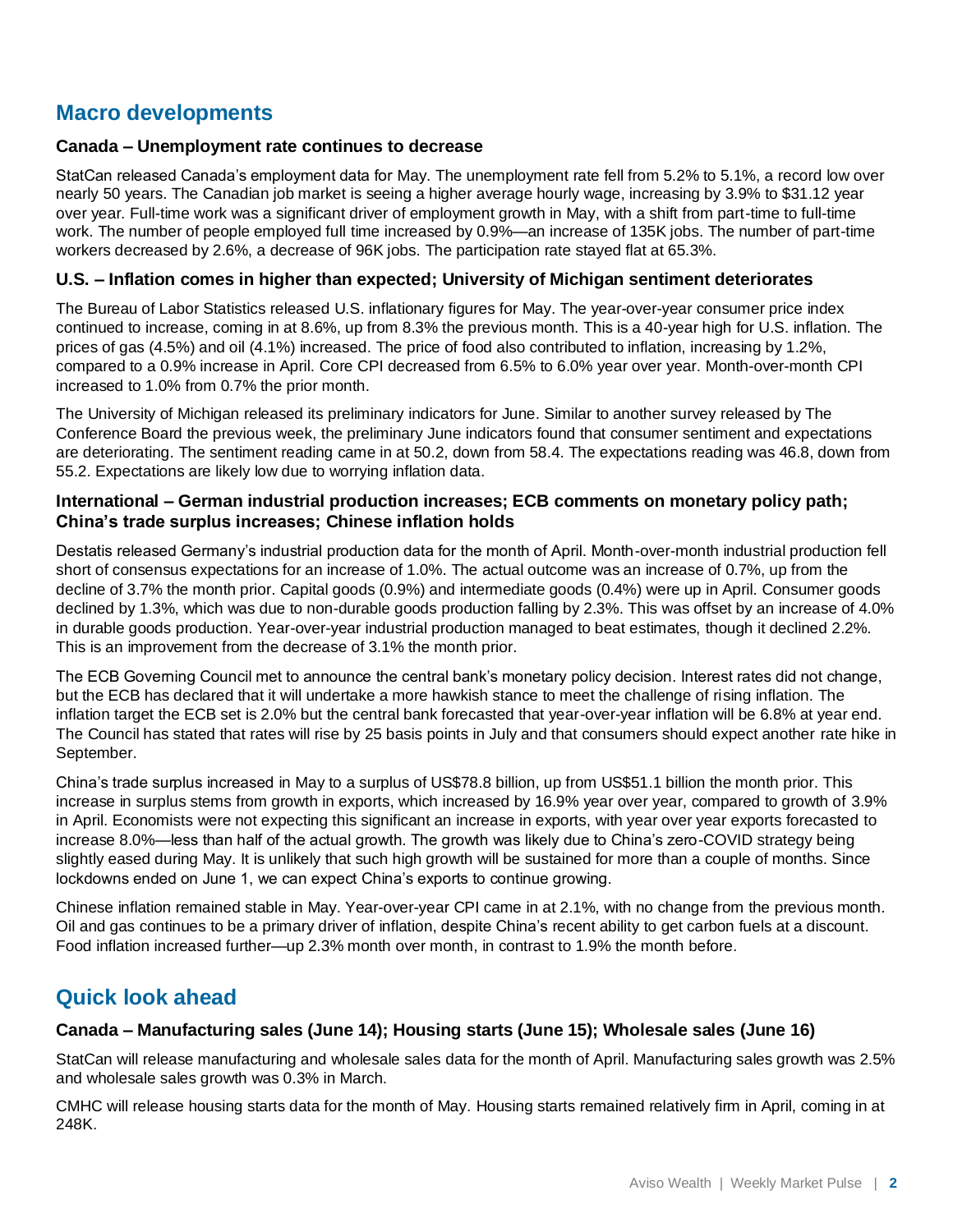## Macro developments

### Canada – Unemployment rate continues to decrease

StatCan released Canada's employment data for May. The unemployment rate fell from 5.2% to 5.1%, a record low over nearly 50 years. The Canadian job market is seeing a higher average hourly wage, increasing by 3.9% to $31.12 year over year. Full-time work was a significant driver of employment growth in May, with a shift from part-time to full-time work. The number of people employed full time increased by 0.9%—an increase of 135K jobs. The number of part-time workers decreased by 2.6%, a decrease of 96K jobs. The participation rate stayed flat at 65.3%.

### U.S. – Inflation comes in higher than expected; University of Michigan sentiment deteriorates

The Bureau of Labor Statistics released U.S. inflationary figures for May. The year-over-year consumer price index continued to increase, coming in at 8.6%, up from 8.3% the previous month. This is a 40-year high for U.S. inflation. The prices of gas (4.5%) and oil (4.1%) increased. The price of food also contributed to inflation, increasing by 1.2%, compared to a 0.9% increase in April. Core CPI decreased from 6.5% to 6.0% year over year. Month-over-month CPI increased to 1.0% from 0.7% the prior month.

The University of Michigan released its preliminary indicators for June. Similar to another survey released by The Conference Board the previous week, the preliminary June indicators found that consumer sentiment and expectations are deteriorating. The sentiment reading came in at 50.2, down from 58.4. The expectations reading was 46.8, down from 55.2. Expectations are likely low due to worrying inflation data.

### International – German industrial production increases; ECB comments on monetary policy path; China's trade surplus increases; Chinese inflation holds

Destatis released Germany's industrial production data for the month of April. Month-over-month industrial production fell short of consensus expectations for an increase of 1.0%. The actual outcome was an increase of 0.7%, up from the decline of 3.7% the month prior. Capital goods (0.9%) and intermediate goods (0.4%) were up in April. Consumer goods declined by 1.3%, which was due to non-durable goods production falling by 2.3%. This was offset by an increase of 4.0% in durable goods production. Year-over-year industrial production managed to beat estimates, though it declined 2.2%. This is an improvement from the decrease of 3.1% the month prior.

The ECB Governing Council met to announce the central bank's monetary policy decision. Interest rates did not change, but the ECB has declared that it will undertake a more hawkish stance to meet the challenge of rising inflation. The inflation target the ECB set is 2.0% but the central bank forecasted that year-over-year inflation will be 6.8% at year end. The Council has stated that rates will rise by 25 basis points in July and that consumers should expect another rate hike in September.

China's trade surplus increased in May to a surplus of US$78.8 billion, up from US$51.1 billion the month prior. This increase in surplus stems from growth in exports, which increased by 16.9% year over year, compared to growth of 3.9% in April. Economists were not expecting this significant an increase in exports, with year over year exports forecasted to increase 8.0%—less than half of the actual growth. The growth was likely due to China's zero-COVID strategy being slightly eased during May. It is unlikely that such high growth will be sustained for more than a couple of months. Since lockdowns ended on June 1, we can expect China's exports to continue growing.

Chinese inflation remained stable in May. Year-over-year CPI came in at 2.1%, with no change from the previous month. Oil and gas continues to be a primary driver of inflation, despite China's recent ability to get carbon fuels at a discount. Food inflation increased further—up 2.3% month over month, in contrast to 1.9% the month before.

## Quick look ahead

### Canada – Manufacturing sales (June 14); Housing starts (June 15); Wholesale sales (June 16)

StatCan will release manufacturing and wholesale sales data for the month of April. Manufacturing sales growth was 2.5% and wholesale sales growth was 0.3% in March.

CMHC will release housing starts data for the month of May. Housing starts remained relatively firm in April, coming in at 248K.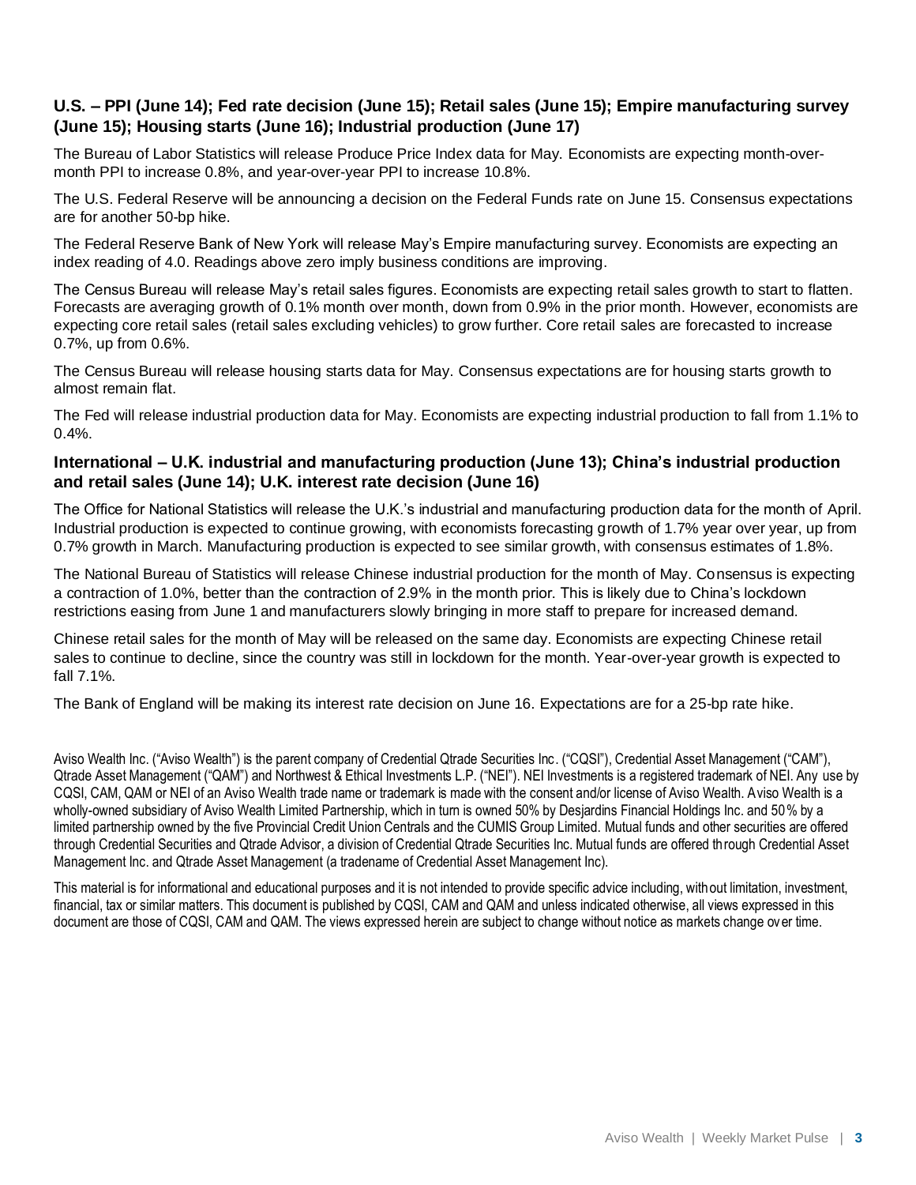### U.S. – PPI (June 14); Fed rate decision (June 15); Retail sales (June 15); Empire manufacturing survey (June 15); Housing starts (June 16); Industrial production (June 17)

The Bureau of Labor Statistics will release Produce Price Index data for May. Economists are expecting month-over-month PPI to increase 0.8%, and year-over-year PPI to increase 10.8%.

The U.S. Federal Reserve will be announcing a decision on the Federal Funds rate on June 15. Consensus expectations are for another 50-bp hike.

The Federal Reserve Bank of New York will release May's Empire manufacturing survey. Economists are expecting an index reading of 4.0. Readings above zero imply business conditions are improving.

The Census Bureau will release May's retail sales figures. Economists are expecting retail sales growth to start to flatten. Forecasts are averaging growth of 0.1% month over month, down from 0.9% in the prior month. However, economists are expecting core retail sales (retail sales excluding vehicles) to grow further. Core retail sales are forecasted to increase 0.7%, up from 0.6%.

The Census Bureau will release housing starts data for May. Consensus expectations are for housing starts growth to almost remain flat.

The Fed will release industrial production data for May. Economists are expecting industrial production to fall from 1.1% to 0.4%.

### International – U.K. industrial and manufacturing production (June 13); China's industrial production and retail sales (June 14); U.K. interest rate decision (June 16)

The Office for National Statistics will release the U.K.'s industrial and manufacturing production data for the month of April. Industrial production is expected to continue growing, with economists forecasting growth of 1.7% year over year, up from 0.7% growth in March. Manufacturing production is expected to see similar growth, with consensus estimates of 1.8%.

The National Bureau of Statistics will release Chinese industrial production for the month of May. Consensus is expecting a contraction of 1.0%, better than the contraction of 2.9% in the month prior. This is likely due to China's lockdown restrictions easing from June 1 and manufacturers slowly bringing in more staff to prepare for increased demand.

Chinese retail sales for the month of May will be released on the same day. Economists are expecting Chinese retail sales to continue to decline, since the country was still in lockdown for the month. Year-over-year growth is expected to fall 7.1%.

The Bank of England will be making its interest rate decision on June 16. Expectations are for a 25-bp rate hike.

Aviso Wealth Inc. ("Aviso Wealth") is the parent company of Credential Qtrade Securities Inc. ("CQSI"), Credential Asset Management ("CAM"), Qtrade Asset Management ("QAM") and Northwest & Ethical Investments L.P. ("NEI"). NEI Investments is a registered trademark of NEI. Any use by CQSI, CAM, QAM or NEI of an Aviso Wealth trade name or trademark is made with the consent and/or license of Aviso Wealth. Aviso Wealth is a wholly-owned subsidiary of Aviso Wealth Limited Partnership, which in turn is owned 50% by Desjardins Financial Holdings Inc. and 50% by a limited partnership owned by the five Provincial Credit Union Centrals and the CUMIS Group Limited. Mutual funds and other securities are offered through Credential Securities and Qtrade Advisor, a division of Credential Qtrade Securities Inc. Mutual funds are offered through Credential Asset Management Inc. and Qtrade Asset Management (a tradename of Credential Asset Management Inc).

This material is for informational and educational purposes and it is not intended to provide specific advice including, without limitation, investment, financial, tax or similar matters. This document is published by CQSI, CAM and QAM and unless indicated otherwise, all views expressed in this document are those of CQSI, CAM and QAM. The views expressed herein are subject to change without notice as markets change over time.